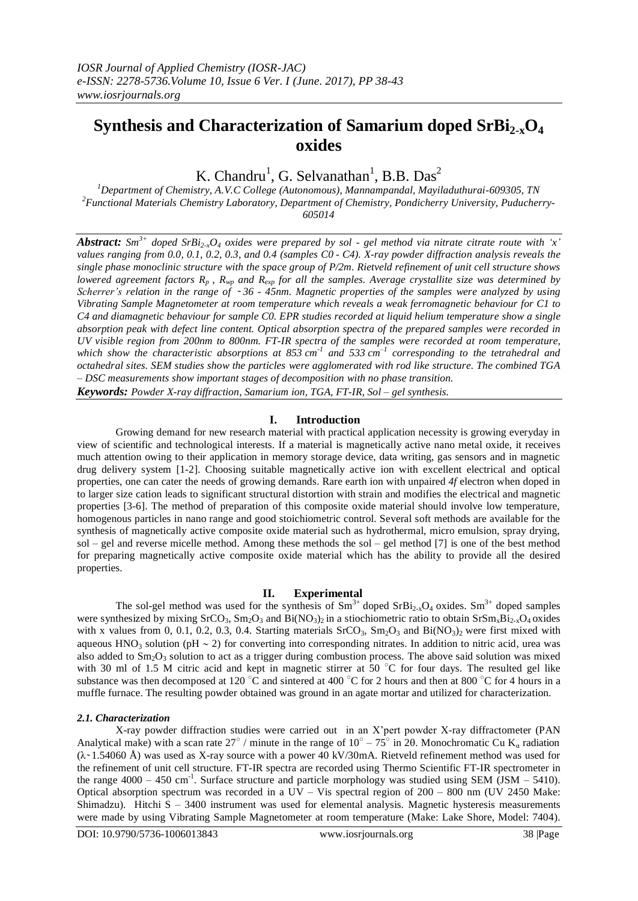# Synthesis and Characterization of Samarium doped $SrBi_{2-x}O_4$ oxides

K. Chandru[1], G. Selvanathan[1], B.B. Das[2]

[1]Department of Chemistry, A.V.C College (Autonomous), Mannampandal, Mayiladuthurai-609305, TN
[2]Functional Materials Chemistry Laboratory, Department of Chemistry, Pondicherry University, Puducherry-605014

***Abstract:*** *$Sm^{3+}$ doped $SrBi_{2-x}O_4$ oxides were prepared by sol - gel method via nitrate citrate route with 'x' values ranging from 0.0, 0.1, 0.2, 0.3, and 0.4 (samples C0 - C4). X-ray powder diffraction analysis reveals the single phase monoclinic structure with the space group of P/2m. Rietveld refinement of unit cell structure shows lowered agreement factors $R_p$, $R_{wp}$ and $R_{exp}$ for all the samples. Average crystallite size was determined by Scherrer's relation in the range of ~36 - 45nm. Magnetic properties of the samples were analyzed by using Vibrating Sample Magnetometer at room temperature which reveals a weak ferromagnetic behaviour for C1 to C4 and diamagnetic behaviour for sample C0. EPR studies recorded at liquid helium temperature show a single absorption peak with defect line content. Optical absorption spectra of the prepared samples were recorded in UV visible region from 200nm to 800nm. FT-IR spectra of the samples were recorded at room temperature, which show the characteristic absorptions at 853 $cm^{-1}$ and 533 $cm^{-1}$ corresponding to the tetrahedral and octahedral sites. SEM studies show the particles were agglomerated with rod like structure. The combined TGA – DSC measurements show important stages of decomposition with no phase transition.*

***Keywords:*** *Powder X-ray diffraction, Samarium ion, TGA, FT-IR, Sol – gel synthesis.*

## I. Introduction

Growing demand for new research material with practical application necessity is growing everyday in view of scientific and technological interests. If a material is magnetically active nano metal oxide, it receives much attention owing to their application in memory storage device, data writing, gas sensors and in magnetic drug delivery system [1-2]. Choosing suitable magnetically active ion with excellent electrical and optical properties, one can cater the needs of growing demands. Rare earth ion with unpaired *4f* electron when doped in to larger size cation leads to significant structural distortion with strain and modifies the electrical and magnetic properties [3-6]. The method of preparation of this composite oxide material should involve low temperature, homogenous particles in nano range and good stoichiometric control. Several soft methods are available for the synthesis of magnetically active composite oxide material such as hydrothermal, micro emulsion, spray drying, sol – gel and reverse micelle method. Among these methods the sol – gel method [7] is one of the best method for preparing magnetically active composite oxide material which has the ability to provide all the desired properties.

## II. Experimental

The sol-gel method was used for the synthesis of $Sm^{3+}$ doped $SrBi_{2-x}O_4$ oxides. $Sm^{3+}$ doped samples were synthesized by mixing $SrCO_3$, $Sm_2O_3$ and $Bi(NO_3)_2$ in a stiochiometric ratio to obtain $SrSm_xBi_{2-x}O_4$ oxides with x values from 0, 0.1, 0.2, 0.3, 0.4. Starting materials $SrCO_3$, $Sm_2O_3$ and $Bi(NO_3)_2$ were first mixed with aqueous $HNO_3$ solution (pH ~ 2) for converting into corresponding nitrates. In addition to nitric acid, urea was also added to $Sm_2O_3$ solution to act as a trigger during combustion process. The above said solution was mixed with 30 ml of 1.5 M citric acid and kept in magnetic stirrer at 50 °C for four days. The resulted gel like substance was then decomposed at 120 °C and sintered at 400 °C for 2 hours and then at 800 °C for 4 hours in a muffle furnace. The resulting powder obtained was ground in an agate mortar and utilized for characterization.

### *2.1. Characterization*

X-ray powder diffraction studies were carried out in an X'pert powder X-ray diffractometer (PAN Analytical make) with a scan rate 27° / minute in the range of 10° – 75° in 2θ. Monochromatic Cu $K_\alpha$ radiation (λ~1.54060 Å) was used as X-ray source with a power 40 kV/30mA. Rietveld refinement method was used for the refinement of unit cell structure. FT-IR spectra are recorded using Thermo Scientific FT-IR spectrometer in the range 4000 – 450 $cm^{-1}$. Surface structure and particle morphology was studied using SEM (JSM – 5410). Optical absorption spectrum was recorded in a UV – Vis spectral region of 200 – 800 nm (UV 2450 Make: Shimadzu). Hitchi S – 3400 instrument was used for elemental analysis. Magnetic hysteresis measurements were made by using Vibrating Sample Magnetometer at room temperature (Make: Lake Shore, Model: 7404).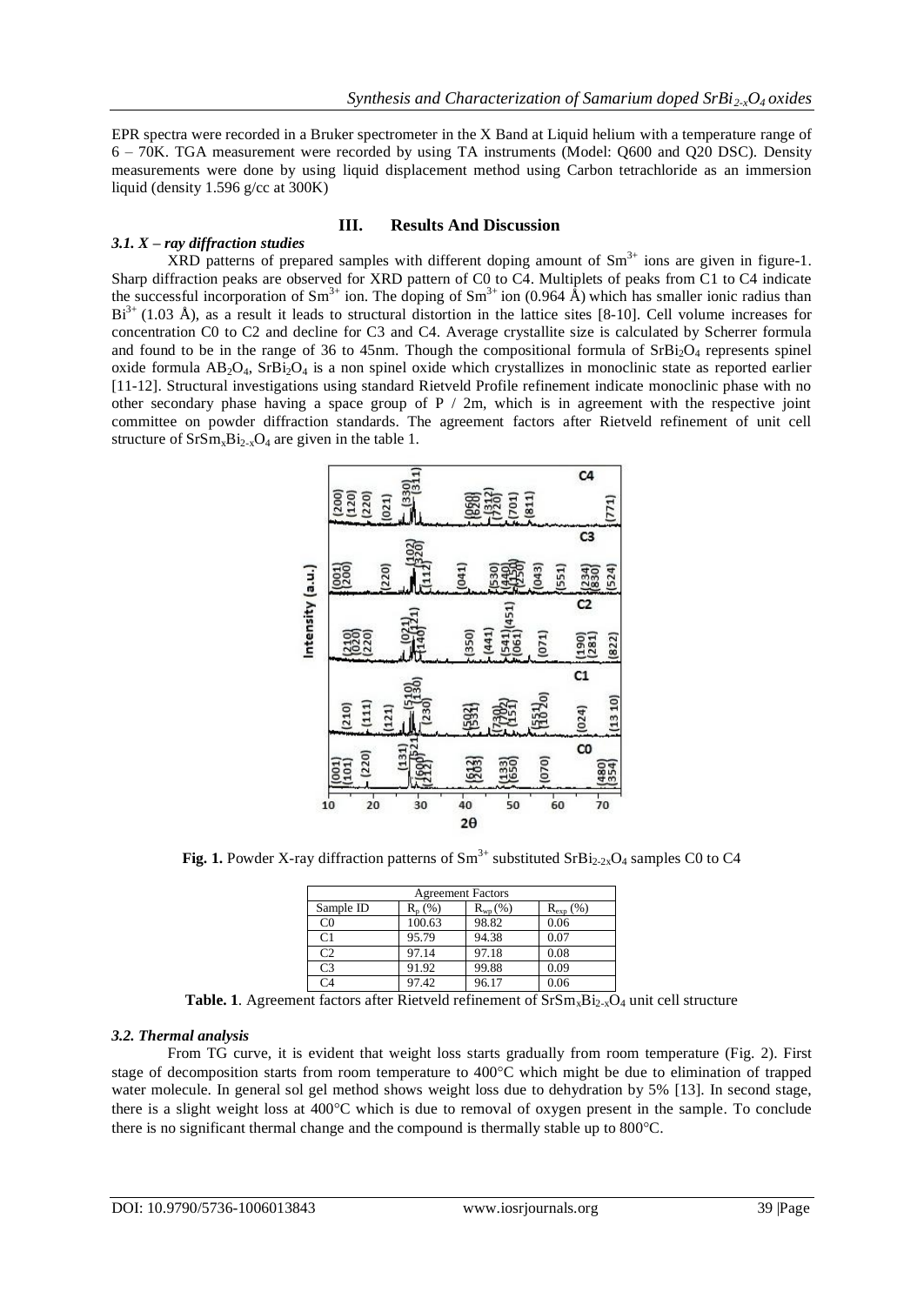EPR spectra were recorded in a Bruker spectrometer in the X Band at Liquid helium with a temperature range of 6 – 70K. TGA measurement were recorded by using TA instruments (Model: Q600 and Q20 DSC). Density measurements were done by using liquid displacement method using Carbon tetrachloride as an immersion liquid (density 1.596 g/cc at 300K)

## III. Results And Discussion

### *3.1. X – ray diffraction studies*

XRD patterns of prepared samples with different doping amount of $Sm^{3+}$ ions are given in figure-1. Sharp diffraction peaks are observed for XRD pattern of C0 to C4. Multiplets of peaks from C1 to C4 indicate the successful incorporation of $Sm^{3+}$ ion. The doping of $Sm^{3+}$ ion (0.964 Å) which has smaller ionic radius than $Bi^{3+}$ (1.03 Å), as a result it leads to structural distortion in the lattice sites [8-10]. Cell volume increases for concentration C0 to C2 and decline for C3 and C4. Average crystallite size is calculated by Scherrer formula and found to be in the range of 36 to 45nm. Though the compositional formula of $SrBi_2O_4$ represents spinel oxide formula $AB_2O_4$, $SrBi_2O_4$ is a non spinel oxide which crystallizes in monoclinic state as reported earlier [11-12]. Structural investigations using standard Rietveld Profile refinement indicate monoclinic phase with no other secondary phase having a space group of P / 2m, which is in agreement with the respective joint committee on powder diffraction standards. The agreement factors after Rietveld refinement of unit cell structure of $SrSm_xBi_{2-x}O_4$ are given in the table 1.

**Fig. 1.** Powder X-ray diffraction patterns of $Sm^{3+}$ substituted $SrBi_{2-2x}O_4$ samples C0 to C4

| Agreement Factors | | | |
|---|---|---|---|
| Sample ID | $R_p$ (%) | $R_{wp}$ (%) | $R_{exp}$ (%) |
| C0 | 100.63 | 98.82 | 0.06 |
| C1 | 95.79 | 94.38 | 0.07 |
| C2 | 97.14 | 97.18 | 0.08 |
| C3 | 91.92 | 99.88 | 0.09 |
| C4 | 97.42 | 96.17 | 0.06 |

**Table. 1**. Agreement factors after Rietveld refinement of $SrSm_xBi_{2-x}O_4$ unit cell structure

### *3.2. Thermal analysis*

From TG curve, it is evident that weight loss starts gradually from room temperature (Fig. 2). First stage of decomposition starts from room temperature to 400°C which might be due to elimination of trapped water molecule. In general sol gel method shows weight loss due to dehydration by 5% [13]. In second stage, there is a slight weight loss at 400°C which is due to removal of oxygen present in the sample. To conclude there is no significant thermal change and the compound is thermally stable up to 800°C.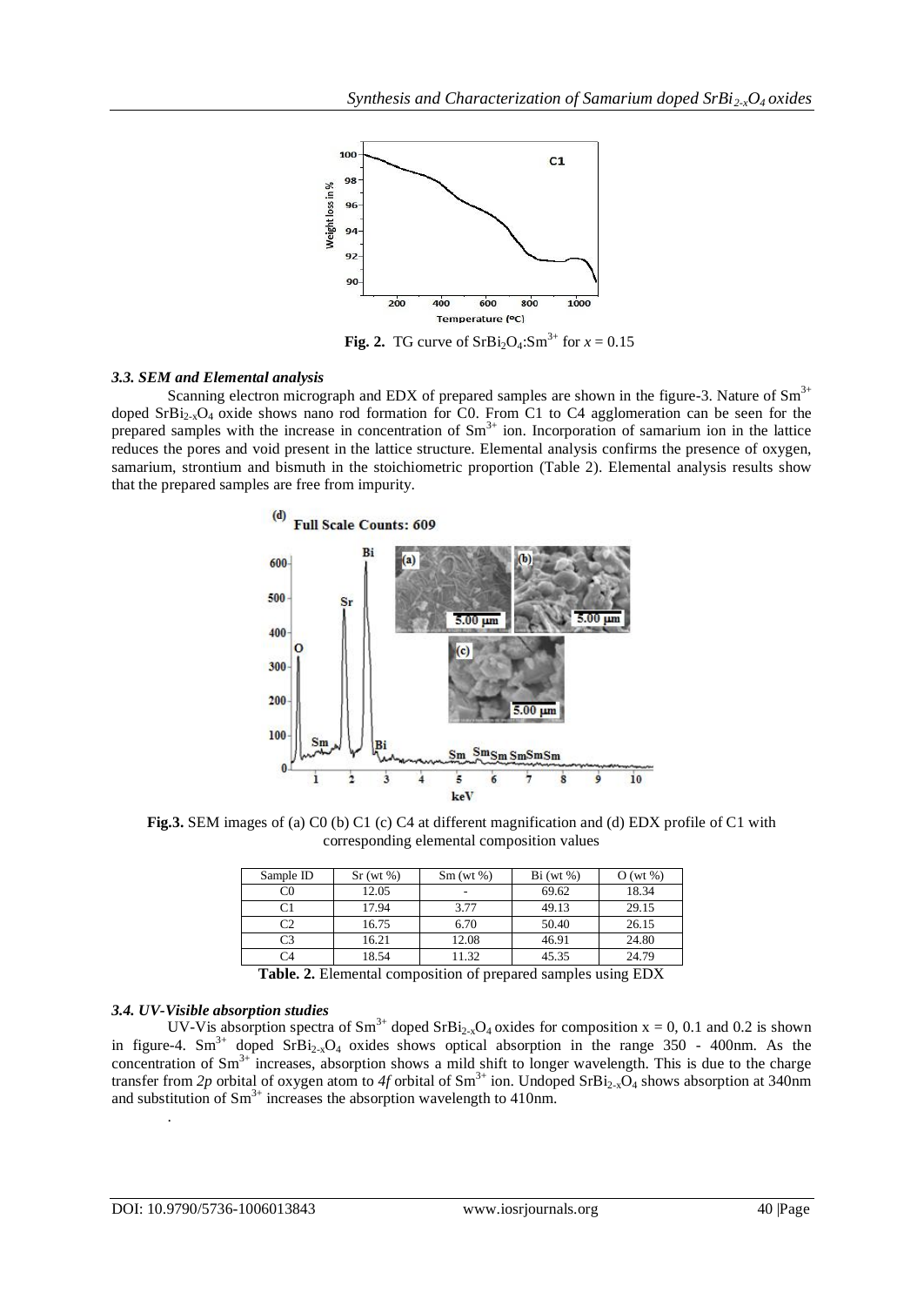**Fig. 2.** TG curve of $SrBi_2O_4$:$Sm^{3+}$ for $x = 0.15$

### *3.3. SEM and Elemental analysis*

Scanning electron micrograph and EDX of prepared samples are shown in the figure-3. Nature of $Sm^{3+}$ doped $SrBi_{2-x}O_4$ oxide shows nano rod formation for C0. From C1 to C4 agglomeration can be seen for the prepared samples with the increase in concentration of $Sm^{3+}$ ion. Incorporation of samarium ion in the lattice reduces the pores and void present in the lattice structure. Elemental analysis confirms the presence of oxygen, samarium, strontium and bismuth in the stoichiometric proportion (Table 2). Elemental analysis results show that the prepared samples are free from impurity.

**Fig.3.** SEM images of (a) C0 (b) C1 (c) C4 at different magnification and (d) EDX profile of C1 with corresponding elemental composition values

| Sample ID | Sr (wt %) | Sm (wt %) | Bi (wt %) | O (wt %) |
|---|---|---|---|---|
| C0 | 12.05 | - | 69.62 | 18.34 |
| C1 | 17.94 | 3.77 | 49.13 | 29.15 |
| C2 | 16.75 | 6.70 | 50.40 | 26.15 |
| C3 | 16.21 | 12.08 | 46.91 | 24.80 |
| C4 | 18.54 | 11.32 | 45.35 | 24.79 |

**Table. 2.** Elemental composition of prepared samples using EDX

### *3.4. UV-Visible absorption studies*

UV-Vis absorption spectra of $Sm^{3+}$ doped $SrBi_{2-x}O_4$ oxides for composition x = 0, 0.1 and 0.2 is shown in figure-4. $Sm^{3+}$ doped $SrBi_{2-x}O_4$ oxides shows optical absorption in the range 350 - 400nm. As the concentration of $Sm^{3+}$ increases, absorption shows a mild shift to longer wavelength. This is due to the charge transfer from *2p* orbital of oxygen atom to *4f* orbital of $Sm^{3+}$ ion. Undoped $SrBi_{2-x}O_4$ shows absorption at 340nm and substitution of $Sm^{3+}$ increases the absorption wavelength to 410nm.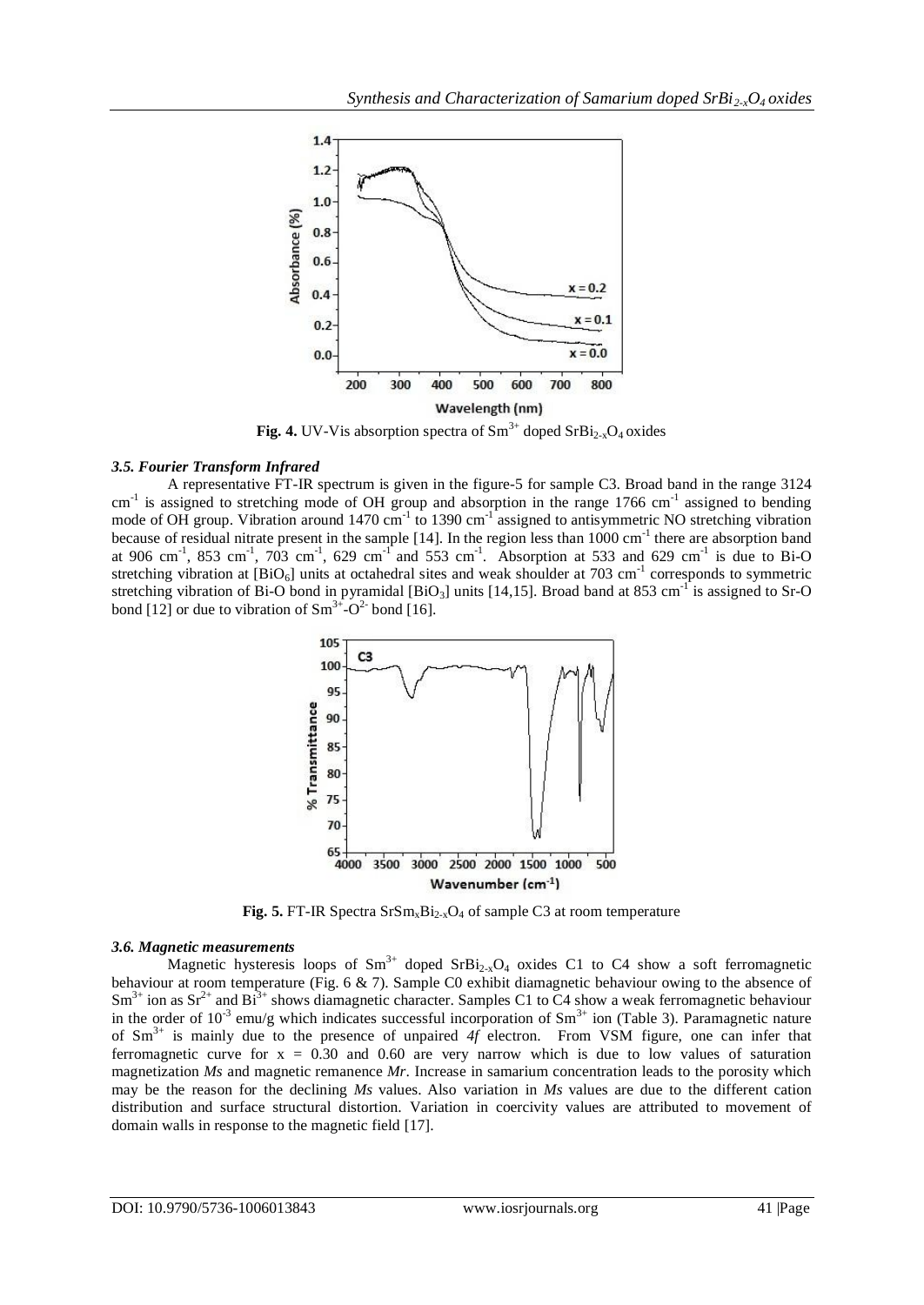**Fig. 4.** UV-Vis absorption spectra of $Sm^{3+}$ doped $SrBi_{2-x}O_4$ oxides

### *3.5. Fourier Transform Infrared*

A representative FT-IR spectrum is given in the figure-5 for sample C3. Broad band in the range 3124 $cm^{-1}$ is assigned to stretching mode of OH group and absorption in the range 1766 $cm^{-1}$ assigned to bending mode of OH group. Vibration around 1470 $cm^{-1}$ to 1390 $cm^{-1}$ assigned to antisymmetric NO stretching vibration because of residual nitrate present in the sample [14]. In the region less than 1000 $cm^{-1}$ there are absorption band at 906 $cm^{-1}$, 853 $cm^{-1}$, 703 $cm^{-1}$, 629 $cm^{-1}$ and 553 $cm^{-1}$. Absorption at 533 and 629 $cm^{-1}$ is due to Bi-O stretching vibration at $[BiO_6]$ units at octahedral sites and weak shoulder at 703 $cm^{-1}$ corresponds to symmetric stretching vibration of Bi-O bond in pyramidal $[BiO_3]$ units [14,15]. Broad band at 853 $cm^{-1}$ is assigned to Sr-O bond [12] or due to vibration of $Sm^{3+}$-$O^{2-}$ bond [16].

**Fig. 5.** FT-IR Spectra $SrSm_xBi_{2-x}O_4$ of sample C3 at room temperature

### *3.6. Magnetic measurements*

Magnetic hysteresis loops of $Sm^{3+}$ doped $SrBi_{2-x}O_4$ oxides C1 to C4 show a soft ferromagnetic behaviour at room temperature (Fig. 6 & 7). Sample C0 exhibit diamagnetic behaviour owing to the absence of $Sm^{3+}$ ion as $Sr^{2+}$ and $Bi^{3+}$ shows diamagnetic character. Samples C1 to C4 show a weak ferromagnetic behaviour in the order of $10^{-3}$ emu/g which indicates successful incorporation of $Sm^{3+}$ ion (Table 3). Paramagnetic nature of $Sm^{3+}$ is mainly due to the presence of unpaired *4f* electron. From VSM figure, one can infer that ferromagnetic curve for $x = 0.30$ and $0.60$ are very narrow which is due to low values of saturation magnetization *Ms* and magnetic remanence *Mr*. Increase in samarium concentration leads to the porosity which may be the reason for the declining *Ms* values. Also variation in *Ms* values are due to the different cation distribution and surface structural distortion. Variation in coercivity values are attributed to movement of domain walls in response to the magnetic field [17].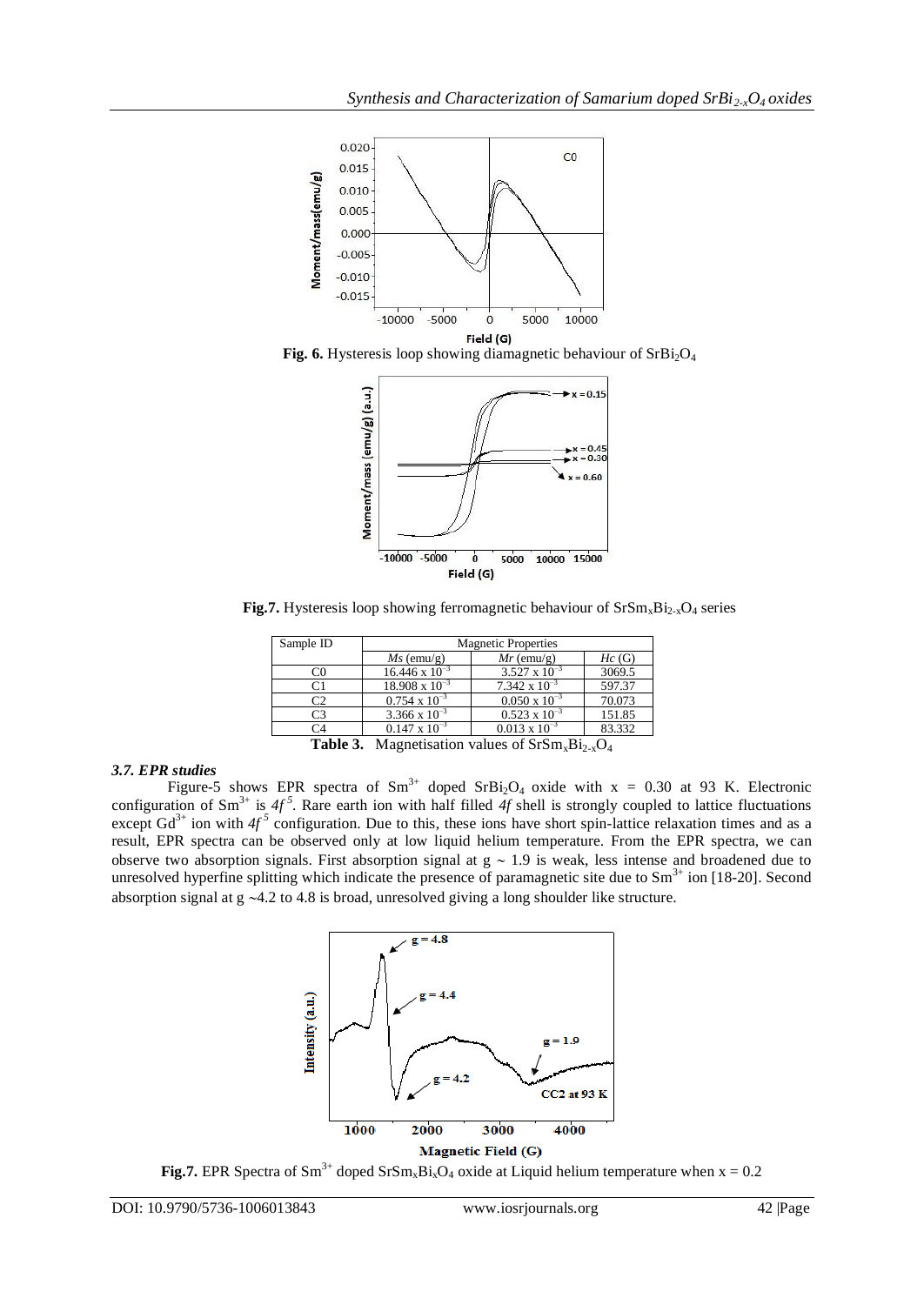**Fig. 6.** Hysteresis loop showing diamagnetic behaviour of $SrBi_2O_4$

**Fig.7.** Hysteresis loop showing ferromagnetic behaviour of $SrSm_xBi_{2-x}O_4$ series

| Sample ID | Magnetic Properties | | |
|---|---|---|---|
| | $Ms$ (emu/g) | $Mr$ (emu/g) | $Hc$ (G) |
| C0 | $16.446 \times 10^{-3}$ | $3.527 \times 10^{-3}$ | 3069.5 |
| C1 | $18.908 \times 10^{-3}$ | $7.342 \times 10^{-3}$ | 597.37 |
| C2 | $0.754 \times 10^{-3}$ | $0.050 \times 10^{-3}$ | 70.073 |
| C3 | $3.366 \times 10^{-3}$ | $0.523 \times 10^{-3}$ | 151.85 |
| C4 | $0.147 \times 10^{-3}$ | $0.013 \times 10^{-3}$ | 83.332 |

**Table 3.** Magnetisation values of $SrSm_xBi_{2-x}O_4$

### *3.7. EPR studies*

Figure-5 shows EPR spectra of $Sm^{3+}$ doped $SrBi_2O_4$ oxide with $x = 0.30$ at 93 K. Electronic configuration of $Sm^{3+}$ is $4f^5$. Rare earth ion with half filled $4f$ shell is strongly coupled to lattice fluctuations except $Gd^{3+}$ ion with $4f^5$ configuration. Due to this, these ions have short spin-lattice relaxation times and as a result, EPR spectra can be observed only at low liquid helium temperature. From the EPR spectra, we can observe two absorption signals. First absorption signal at $g \sim 1.9$ is weak, less intense and broadened due to unresolved hyperfine splitting which indicate the presence of paramagnetic site due to $Sm^{3+}$ ion [18-20]. Second absorption signal at $g \sim 4.2$ to 4.8 is broad, unresolved giving a long shoulder like structure.

**Fig.7.** EPR Spectra of $Sm^{3+}$ doped $SrSm_xBi_xO_4$ oxide at Liquid helium temperature when $x = 0.2$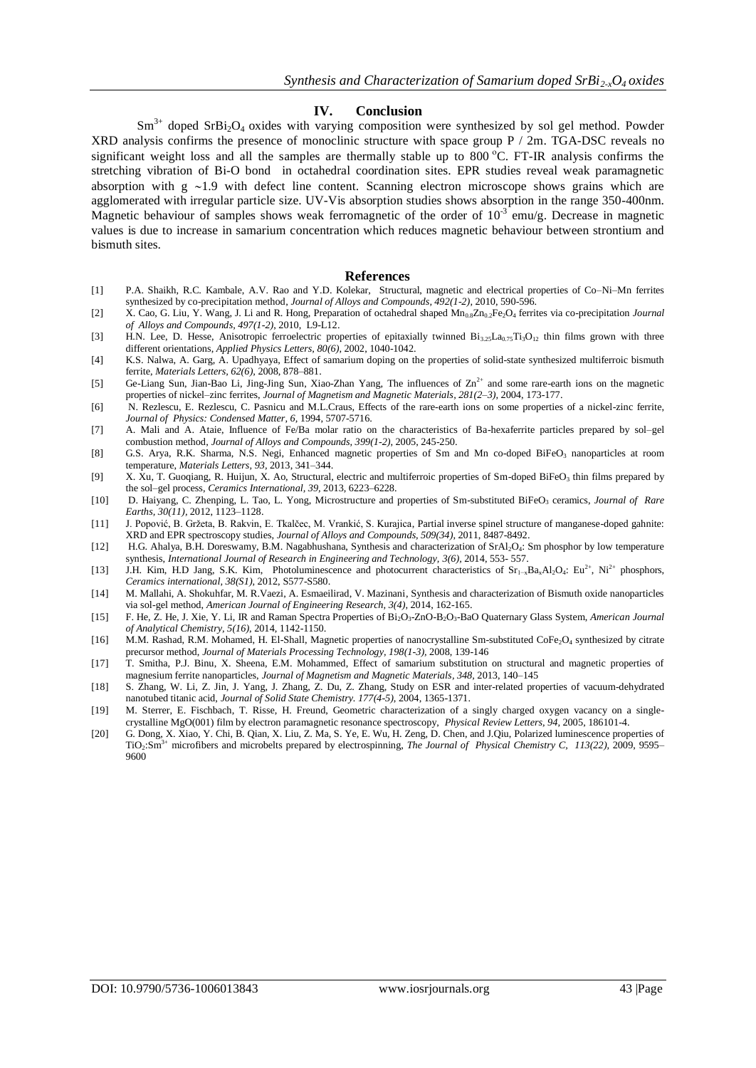## IV. Conclusion

$Sm^{3+}$ doped $SrBi_2O_4$ oxides with varying composition were synthesized by sol gel method. Powder XRD analysis confirms the presence of monoclinic structure with space group P / 2m. TGA-DSC reveals no significant weight loss and all the samples are thermally stable up to 800 $^{o}$C. FT-IR analysis confirms the stretching vibration of Bi-O bond in octahedral coordination sites. EPR studies reveal weak paramagnetic absorption with g ~1.9 with defect line content. Scanning electron microscope shows grains which are agglomerated with irregular particle size. UV-Vis absorption studies shows absorption in the range 350-400nm. Magnetic behaviour of samples shows weak ferromagnetic of the order of $10^{-3}$ emu/g. Decrease in magnetic values is due to increase in samarium concentration which reduces magnetic behaviour between strontium and bismuth sites.

## References

[1] P.A. Shaikh, R.C. Kambale, A.V. Rao and Y.D. Kolekar, Structural, magnetic and electrical properties of Co–Ni–Mn ferrites synthesized by co-precipitation method, *Journal of Alloys and Compounds, 492(1-2)*, 2010, 590-596.

[2] X. Cao, G. Liu, Y. Wang, J. Li and R. Hong, Preparation of octahedral shaped $Mn_{0.8}Zn_{0.2}Fe_2O_4$ ferrites via co-precipitation *Journal of Alloys and Compounds, 497(1-2)*, 2010, L9-L12.

[3] H.N. Lee, D. Hesse, Anisotropic ferroelectric properties of epitaxially twinned $Bi_{3.25}La_{0.75}Ti_3O_{12}$ thin films grown with three different orientations, *Applied Physics Letters, 80(6)*, 2002, 1040-1042.

[4] K.S. Nalwa, A. Garg, A. Upadhyaya, Effect of samarium doping on the properties of solid-state synthesized multiferroic bismuth ferrite, *Materials Letters, 62(6)*, 2008, 878–881.

[5] Ge-Liang Sun, Jian-Bao Li, Jing-Jing Sun, Xiao-Zhan Yang, The influences of $Zn^{2+}$ and some rare-earth ions on the magnetic properties of nickel–zinc ferrites, *Journal of Magnetism and Magnetic Materials, 281(2–3)*, 2004, 173-177.

[6] N. Rezlescu, E. Rezlescu, C. Pasnicu and M.L.Craus, Effects of the rare-earth ions on some properties of a nickel-zinc ferrite, *Journal of Physics: Condensed Matter, 6*, 1994, 5707-5716.

[7] A. Mali and A. Ataie, Influence of Fe/Ba molar ratio on the characteristics of Ba-hexaferrite particles prepared by sol–gel combustion method, *Journal of Alloys and Compounds, 399(1-2)*, 2005, 245-250.

[8] G.S. Arya, R.K. Sharma, N.S. Negi, Enhanced magnetic properties of Sm and Mn co-doped $BiFeO_3$ nanoparticles at room temperature, *Materials Letters, 93*, 2013, 341–344.

[9] X. Xu, T. Guoqiang, R. Huijun, X. Ao, Structural, electric and multiferroic properties of Sm-doped $BiFeO_3$ thin films prepared by the sol–gel process, *Ceramics International, 39*, 2013, 6223–6228.

[10] D. Haiyang, C. Zhenping, L. Tao, L. Yong, Microstructure and properties of Sm-substituted $BiFeO_3$ ceramics, *Journal of Rare Earths, 30(11)*, 2012, 1123–1128.

[11] J. Popović, B. Gržeta, B. Rakvin, E. Tkalčec, M. Vrankić, S. Kurajica, Partial inverse spinel structure of manganese-doped gahnite: XRD and EPR spectroscopy studies, *Journal of Alloys and Compounds, 509(34)*, 2011, 8487-8492.

[12] H.G. Ahalya, B.H. Doreswamy, B.M. Nagabhushana, Synthesis and characterization of $SrAl_2O_4$: Sm phosphor by low temperature synthesis, *International Journal of Research in Engineering and Technology, 3(6)*, 2014, 553- 557.

[13] J.H. Kim, H.D Jang, S.K. Kim, Photoluminescence and photocurrent characteristics of $Sr_{1-x}Ba_xAl_2O_4$: $Eu^{2+}$, $Ni^{2+}$ phosphors, *Ceramics international, 38(S1)*, 2012, S577-S580.

[14] M. Mallahi, A. Shokuhfar, M. R.Vaezi, A. Esmaeilirad, V. Mazinani, Synthesis and characterization of Bismuth oxide nanoparticles via sol-gel method, *American Journal of Engineering Research, 3(4)*, 2014, 162-165.

[15] F. He, Z. He, J. Xie, Y. Li, IR and Raman Spectra Properties of $Bi_2O_3$-ZnO-$B_2O_3$-BaO Quaternary Glass System, *American Journal of Analytical Chemistry, 5(16)*, 2014, 1142-1150.

[16] M.M. Rashad, R.M. Mohamed, H. El-Shall, Magnetic properties of nanocrystalline Sm-substituted $CoFe_2O_4$ synthesized by citrate precursor method, *Journal of Materials Processing Technology, 198(1-3)*, 2008, 139-146

[17] T. Smitha, P.J. Binu, X. Sheena, E.M. Mohammed, Effect of samarium substitution on structural and magnetic properties of magnesium ferrite nanoparticles, *Journal of Magnetism and Magnetic Materials, 348*, 2013, 140–145

[18] S. Zhang, W. Li, Z. Jin, J. Yang, J. Zhang, Z. Du, Z. Zhang, Study on ESR and inter-related properties of vacuum-dehydrated nanotubed titanic acid, *Journal of Solid State Chemistry. 177(4-5)*, 2004, 1365-1371.

[19] M. Sterrer, E. Fischbach, T. Risse, H. Freund, Geometric characterization of a singly charged oxygen vacancy on a single-crystalline MgO(001) film by electron paramagnetic resonance spectroscopy, *Physical Review Letters, 94*, 2005, 186101-4.

[20] G. Dong, X. Xiao, Y. Chi, B. Qian, X. Liu, Z. Ma, S. Ye, E. Wu, H. Zeng, D. Chen, and J.Qiu, Polarized luminescence properties of $TiO_2$:$Sm^{3+}$ microfibers and microbelts prepared by electrospinning, *The Journal of Physical Chemistry C, 113(22)*, 2009, 9595–9600